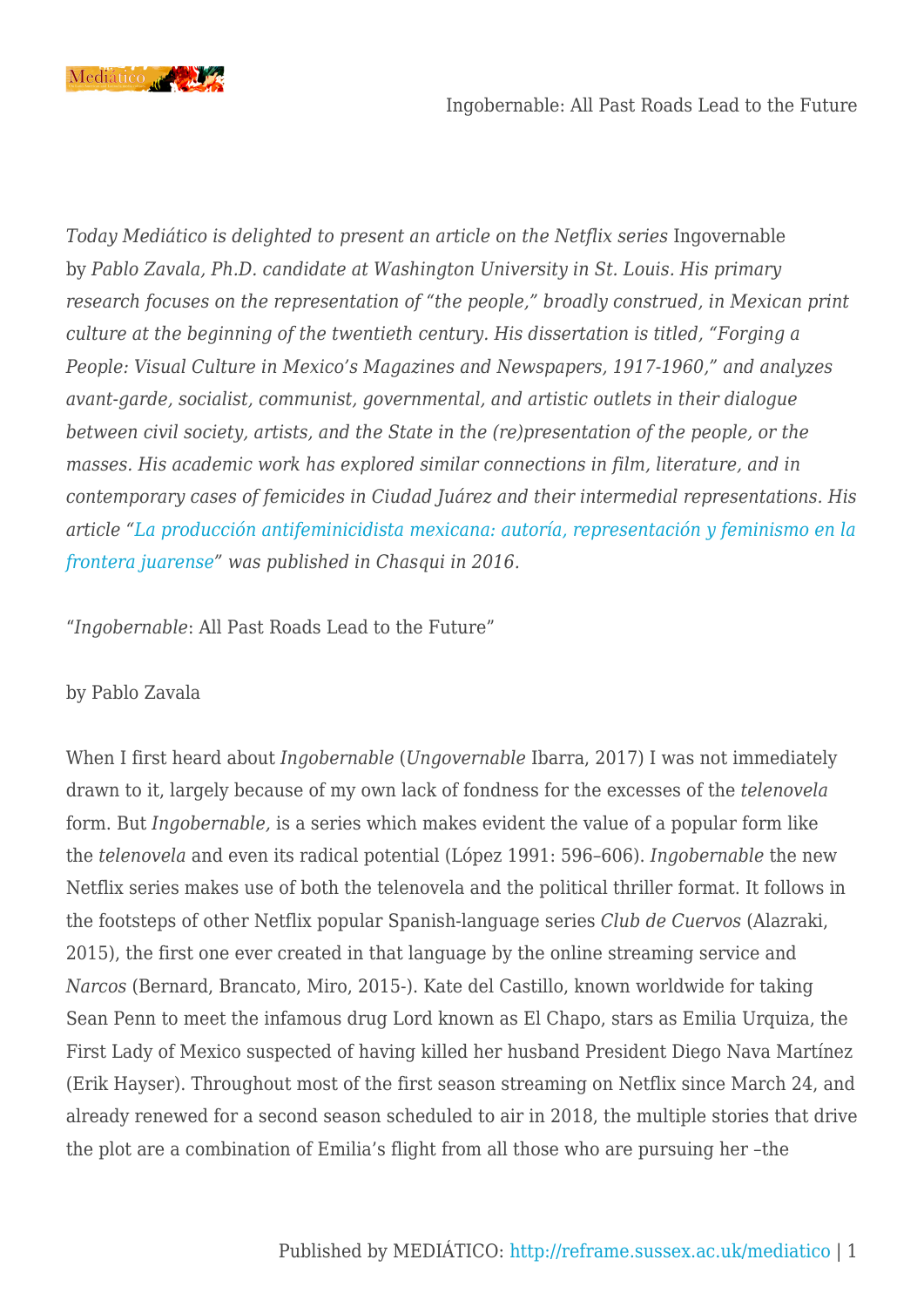*Today Mediático is delighted to present an article on the Netflix series* Ingovernable *by Pablo Zavala, Ph.D. candidate at Washington University in St. Louis. His primary research focuses on the representation of "the people," broadly construed, in Mexican print culture at the beginning of the twentieth century. His dissertation is titled, "Forging a People: Visual Culture in Mexico's Magazines and Newspapers, 1917-1960," and analyzes avant-garde, socialist, communist, governmental, and artistic outlets in their dialogue between civil society, artists, and the State in the (re)presentation of the people, or the masses. His academic work has explored similar connections in film, literature, and in contemporary cases of femicides in Ciudad Juárez and their intermedial representations. His article "La producción antifeminicidista mexicana: autoría, representación y feminismo en la frontera juarense" was published in Chasqui in 2016.*

"*Ingobernable*: All Past Roads Lead to the Future"

by Pablo Zavala

When I first heard about *Ingobernable* (*Ungovernable* Ibarra, 2017) I was not immediately drawn to it, largely because of my own lack of fondness for the excesses of the *telenovela* form. But *Ingobernable,* is a series which makes evident the value of a popular form like the *telenovela* and even its radical potential (López 1991: 596–606). *Ingobernable* the new Netflix series makes use of both the telenovela and the political thriller format. It follows in the footsteps of other Netflix popular Spanish-language series *Club de Cuervos* (Alazraki, 2015), the first one ever created in that language by the online streaming service and *Narcos* (Bernard, Brancato, Miro, 2015-). Kate del Castillo, known worldwide for taking Sean Penn to meet the infamous drug Lord known as El Chapo, stars as Emilia Urquiza, the First Lady of Mexico suspected of having killed her husband President Diego Nava Martínez (Erik Hayser). Throughout most of the first season streaming on Netflix since March 24, and already renewed for a second season scheduled to air in 2018, the multiple stories that drive the plot are a combination of Emilia's flight from all those who are pursuing her –the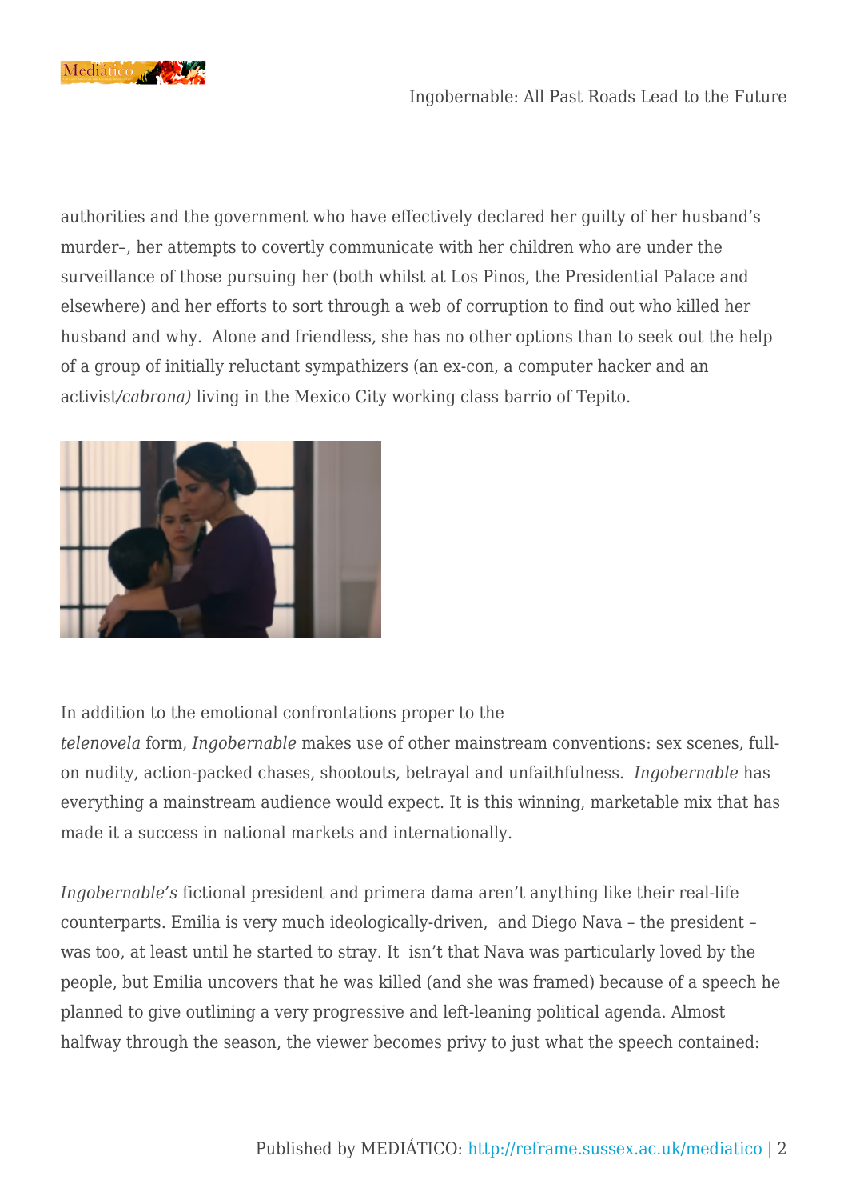authorities and the government who have effectively declared her guilty of her husband's murder–, her attempts to covertly communicate with her children who are under the surveillance of those pursuing her (both whilst at Los Pinos, the Presidential Palace and elsewhere) and her efforts to sort through a web of corruption to find out who killed her husband and why. Alone and friendless, she has no other options than to seek out the help of a group of initially reluctant sympathizers (an ex-con, a computer hacker and an activist/*cabrona)* living in the Mexico City working class barrio of Tepito.

In addition to the emotional confrontations proper to the *telenovela* form, *Ingobernable* makes use of other mainstream conventions: sex scenes, full-on nudity, action-packed chases, shootouts, betrayal and unfaithfulness. *Ingobernable* has everything a mainstream audience would expect. It is this winning, marketable mix that has made it a success in national markets and internationally.

*Ingobernable's* fictional president and primera dama aren't anything like their real-life counterparts. Emilia is very much ideologically-driven, and Diego Nava – the president – was too, at least until he started to stray. It isn't that Nava was particularly loved by the people, but Emilia uncovers that he was killed (and she was framed) because of a speech he planned to give outlining a very progressive and left-leaning political agenda. Almost halfway through the season, the viewer becomes privy to just what the speech contained: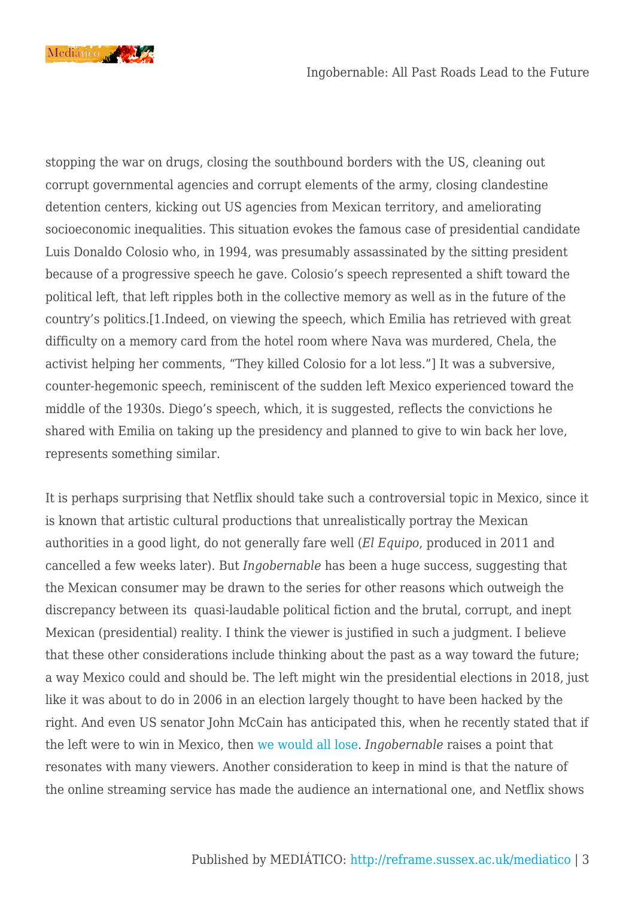stopping the war on drugs, closing the southbound borders with the US, cleaning out corrupt governmental agencies and corrupt elements of the army, closing clandestine detention centers, kicking out US agencies from Mexican territory, and ameliorating socioeconomic inequalities. This situation evokes the famous case of presidential candidate Luis Donaldo Colosio who, in 1994, was presumably assassinated by the sitting president because of a progressive speech he gave. Colosio's speech represented a shift toward the political left, that left ripples both in the collective memory as well as in the future of the country's politics.[1.Indeed, on viewing the speech, which Emilia has retrieved with great difficulty on a memory card from the hotel room where Nava was murdered, Chela, the activist helping her comments, "They killed Colosio for a lot less."] It was a subversive, counter-hegemonic speech, reminiscent of the sudden left Mexico experienced toward the middle of the 1930s. Diego's speech, which, it is suggested, reflects the convictions he shared with Emilia on taking up the presidency and planned to give to win back her love, represents something similar.

It is perhaps surprising that Netflix should take such a controversial topic in Mexico, since it is known that artistic cultural productions that unrealistically portray the Mexican authorities in a good light, do not generally fare well (*El Equipo*, produced in 2011 and cancelled a few weeks later). But *Ingobernable* has been a huge success, suggesting that the Mexican consumer may be drawn to the series for other reasons which outweigh the discrepancy between its quasi-laudable political fiction and the brutal, corrupt, and inept Mexican (presidential) reality. I think the viewer is justified in such a judgment. I believe that these other considerations include thinking about the past as a way toward the future; a way Mexico could and should be. The left might win the presidential elections in 2018, just like it was about to do in 2006 in an election largely thought to have been hacked by the right. And even US senator John McCain has anticipated this, when he recently stated that if the left were to win in Mexico, then we would all lose. *Ingobernable* raises a point that resonates with many viewers. Another consideration to keep in mind is that the nature of the online streaming service has made the audience an international one, and Netflix shows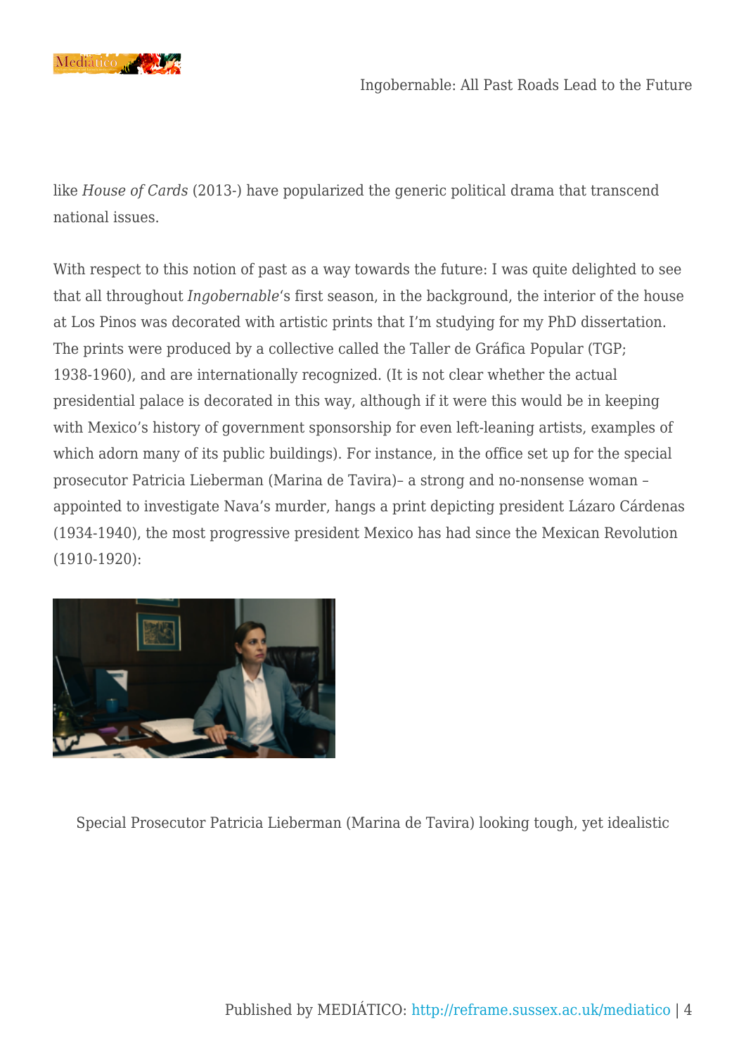like *House of Cards* (2013-) have popularized the generic political drama that transcend national issues.

With respect to this notion of past as a way towards the future: I was quite delighted to see that all throughout *Ingobernable*'s first season, in the background, the interior of the house at Los Pinos was decorated with artistic prints that I'm studying for my PhD dissertation. The prints were produced by a collective called the Taller de Gráfica Popular (TGP; 1938-1960), and are internationally recognized. (It is not clear whether the actual presidential palace is decorated in this way, although if it were this would be in keeping with Mexico's history of government sponsorship for even left-leaning artists, examples of which adorn many of its public buildings). For instance, in the office set up for the special prosecutor Patricia Lieberman (Marina de Tavira)– a strong and no-nonsense woman – appointed to investigate Nava's murder, hangs a print depicting president Lázaro Cárdenas (1934-1940), the most progressive president Mexico has had since the Mexican Revolution (1910-1920):

Special Prosecutor Patricia Lieberman (Marina de Tavira) looking tough, yet idealistic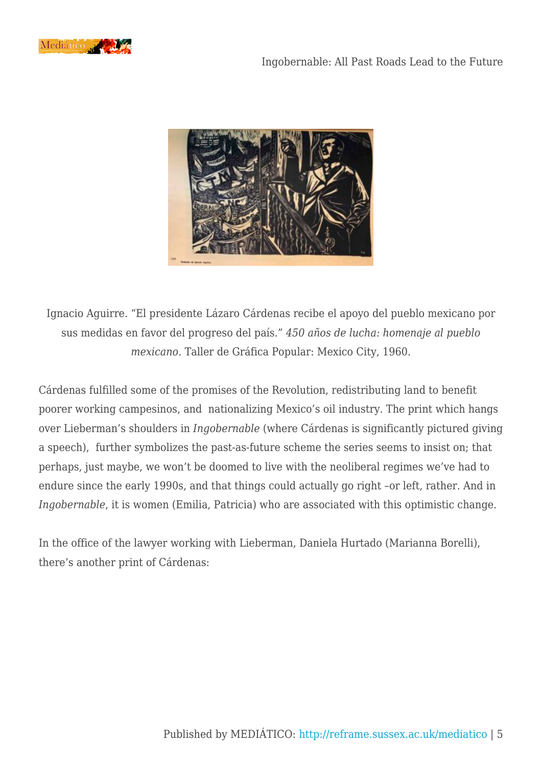Ignacio Aguirre. "El presidente Lázaro Cárdenas recibe el apoyo del pueblo mexicano por sus medidas en favor del progreso del país." *450 años de lucha: homenaje al pueblo mexicano*. Taller de Gráfica Popular: Mexico City, 1960.

Cárdenas fulfilled some of the promises of the Revolution, redistributing land to benefit poorer working campesinos, and nationalizing Mexico's oil industry. The print which hangs over Lieberman's shoulders in *Ingobernable* (where Cárdenas is significantly pictured giving a speech), further symbolizes the past-as-future scheme the series seems to insist on; that perhaps, just maybe, we won't be doomed to live with the neoliberal regimes we've had to endure since the early 1990s, and that things could actually go right –or left, rather. And in *Ingobernable*, it is women (Emilia, Patricia) who are associated with this optimistic change.

In the office of the lawyer working with Lieberman, Daniela Hurtado (Marianna Borelli), there's another print of Cárdenas: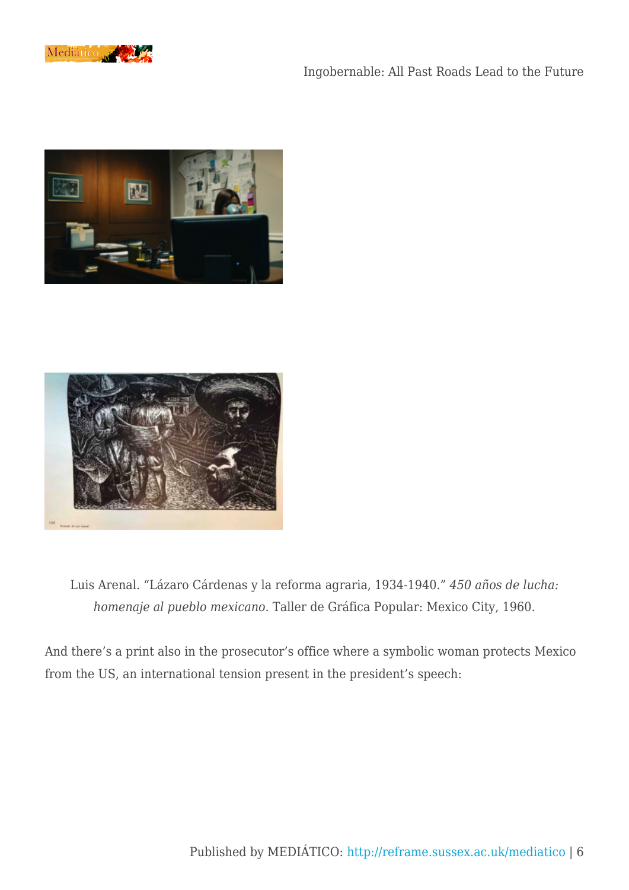Luis Arenal. "Lázaro Cárdenas y la reforma agraria, 1934-1940." *450 años de lucha: homenaje al pueblo mexicano*. Taller de Gráfica Popular: Mexico City, 1960.

And there's a print also in the prosecutor's office where a symbolic woman protects Mexico from the US, an international tension present in the president's speech: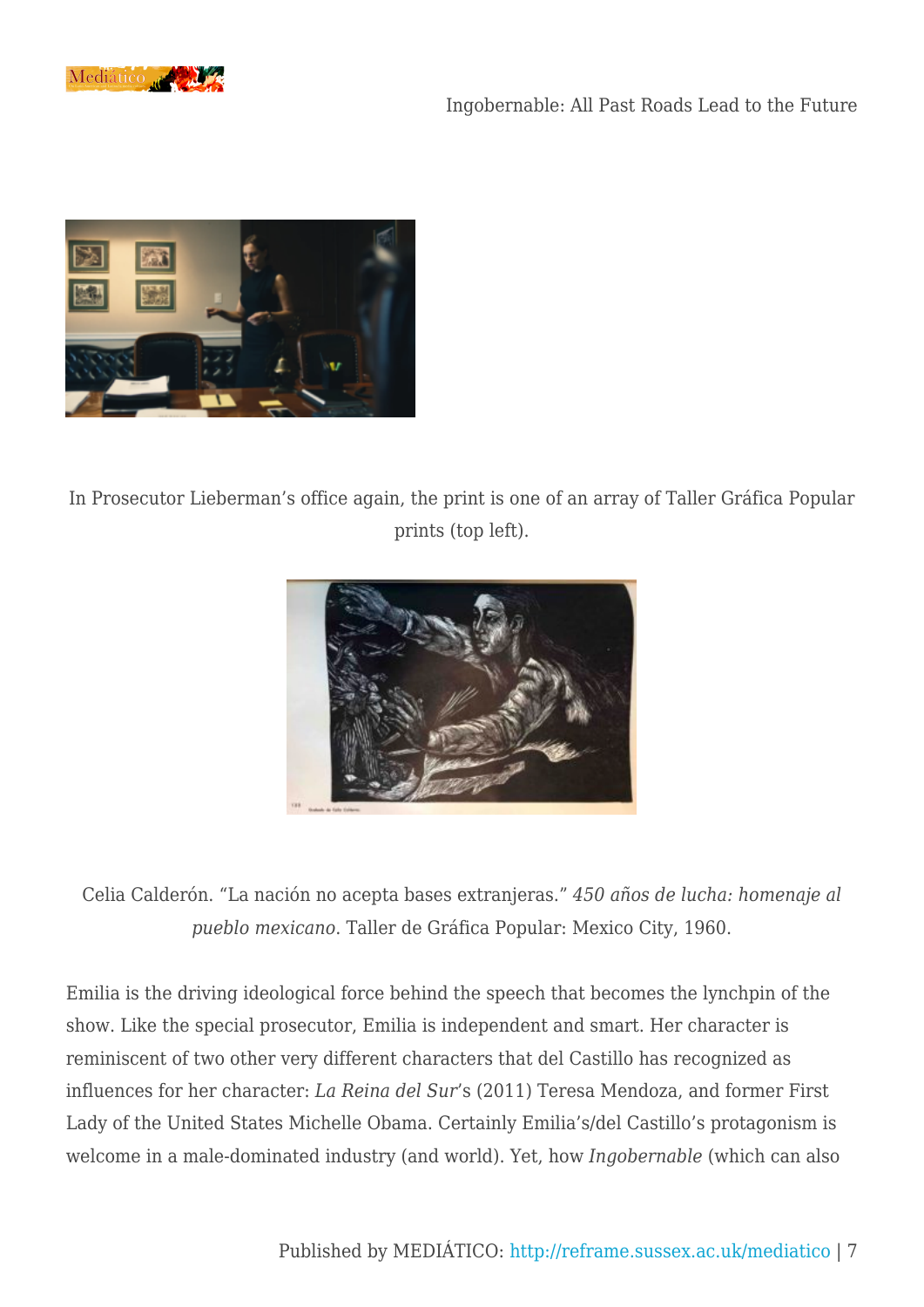In Prosecutor Lieberman's office again, the print is one of an array of Taller Gráfica Popular prints (top left).

Celia Calderón. "La nación no acepta bases extranjeras." *450 años de lucha: homenaje al pueblo mexicano*. Taller de Gráfica Popular: Mexico City, 1960.

Emilia is the driving ideological force behind the speech that becomes the lynchpin of the show. Like the special prosecutor, Emilia is independent and smart. Her character is reminiscent of two other very different characters that del Castillo has recognized as influences for her character: *La Reina del Sur*'s (2011) Teresa Mendoza, and former First Lady of the United States Michelle Obama. Certainly Emilia's/del Castillo's protagonism is welcome in a male-dominated industry (and world). Yet, how *Ingobernable* (which can also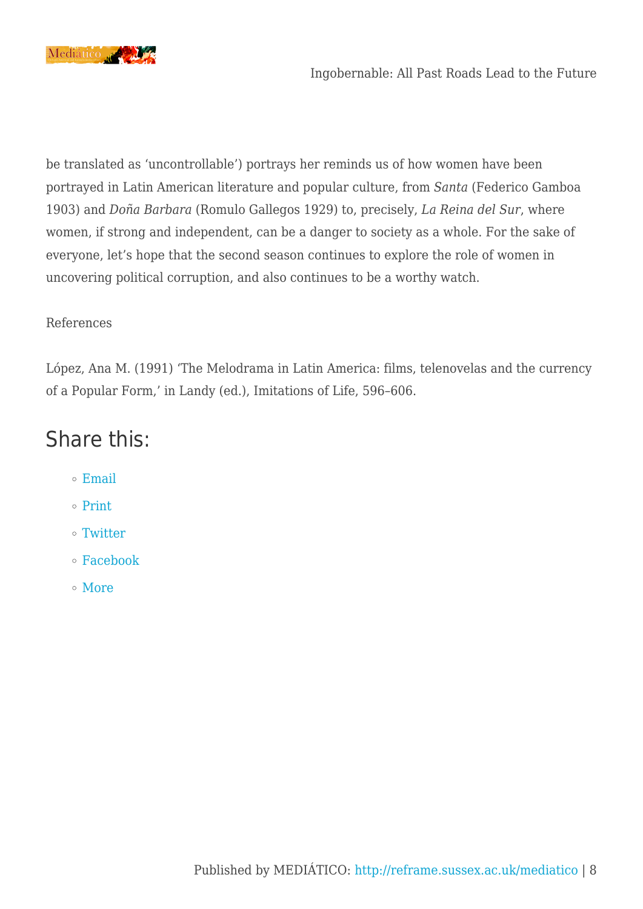be translated as 'uncontrollable') portrays her reminds us of how women have been portrayed in Latin American literature and popular culture, from *Santa* (Federico Gamboa 1903) and *Doña Barbara* (Romulo Gallegos 1929) to, precisely, *La Reina del Sur*, where women, if strong and independent, can be a danger to society as a whole. For the sake of everyone, let's hope that the second season continues to explore the role of women in uncovering political corruption, and also continues to be a worthy watch.

References

López, Ana M. (1991) 'The Melodrama in Latin America: films, telenovelas and the currency of a Popular Form,' in Landy (ed.), Imitations of Life, 596–606.

## Share this:

- Email
- Print
- Twitter
- Facebook
- More